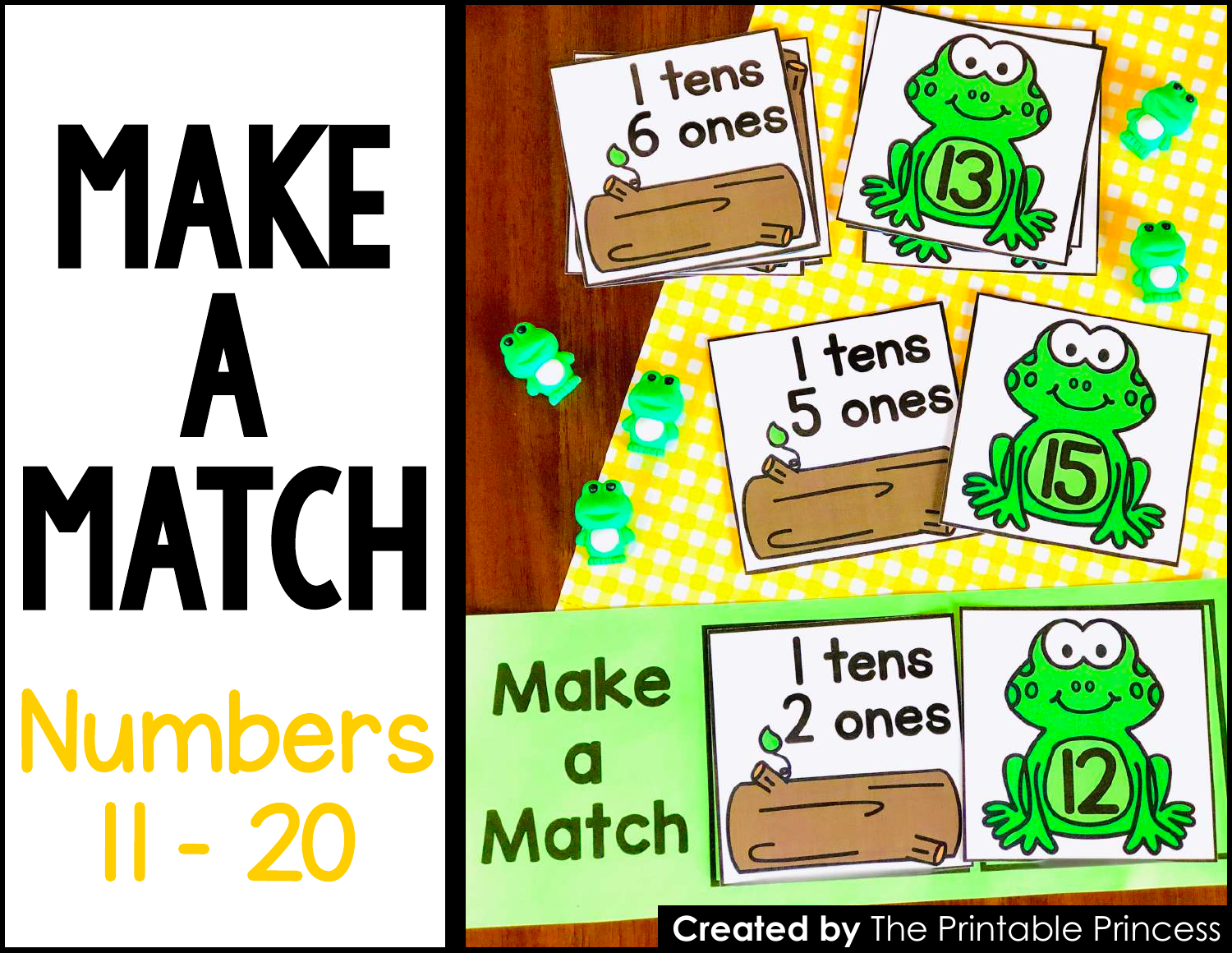# MAKE A MATCH

## Numbers 11 - 20

1 tens
6 ones

13

1 tens
5 ones

15

Make a Match

1 tens
2 ones

12

**Created by** The Printable Princess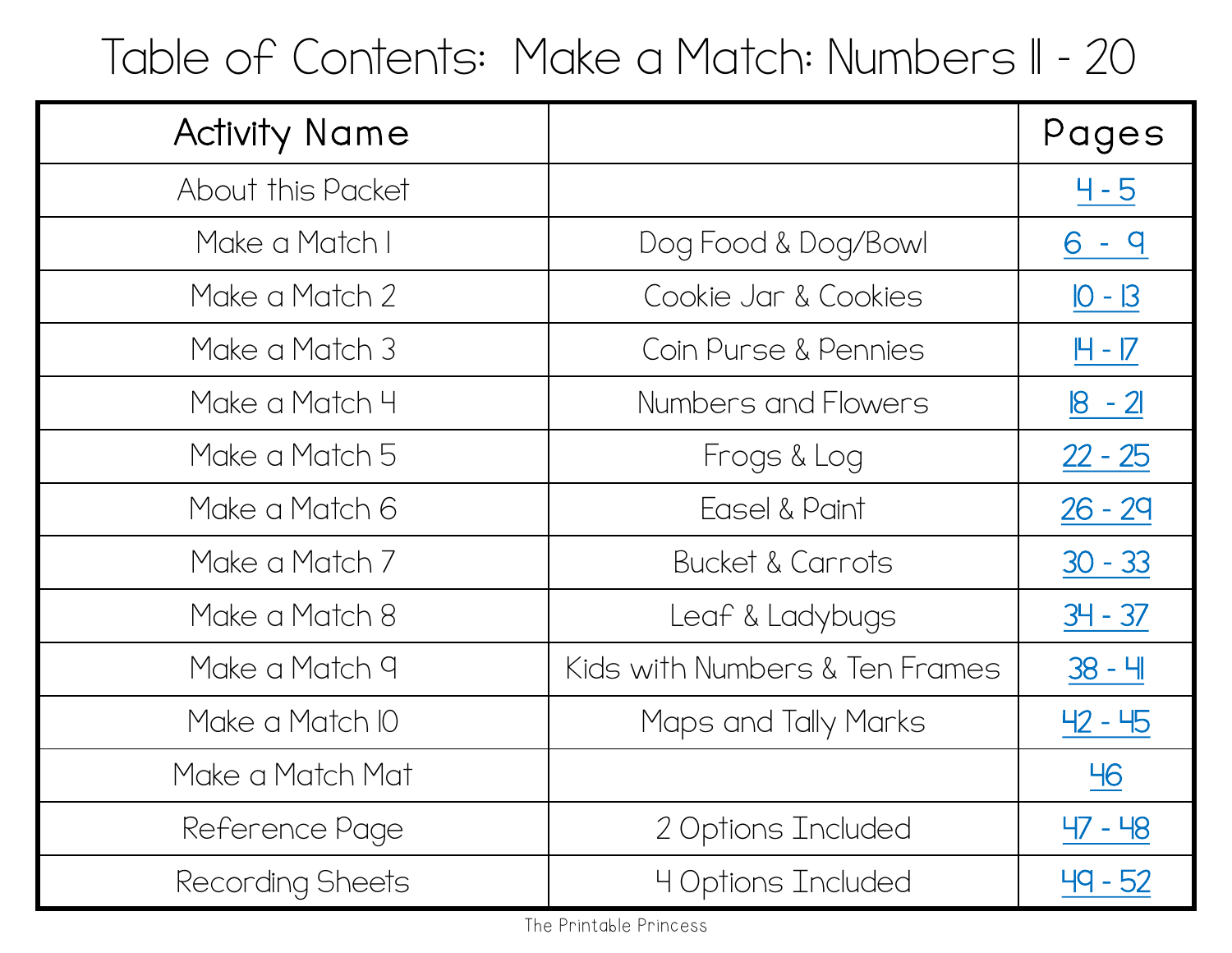# Table of Contents: Make a Match: Numbers 11 - 20

| Activity Name | | Pages |
|---|---|---|
| About this Packet | | 4 - 5 |
| Make a Match 1 | Dog Food & Dog/Bowl | 6 - 9 |
| Make a Match 2 | Cookie Jar & Cookies | 10 - 13 |
| Make a Match 3 | Coin Purse & Pennies | 14 - 17 |
| Make a Match 4 | Numbers and Flowers | 18 - 21 |
| Make a Match 5 | Frogs & Log | 22 - 25 |
| Make a Match 6 | Easel & Paint | 26 - 29 |
| Make a Match 7 | Bucket & Carrots | 30 - 33 |
| Make a Match 8 | Leaf & Ladybugs | 34 - 37 |
| Make a Match 9 | Kids with Numbers & Ten Frames | 38 - 41 |
| Make a Match 10 | Maps and Tally Marks | 42 - 45 |
| Make a Match Mat | | 46 |
| Reference Page | 2 Options Included | 47 - 48 |
| Recording Sheets | 4 Options Included | 49 - 52 |

The Printable Princess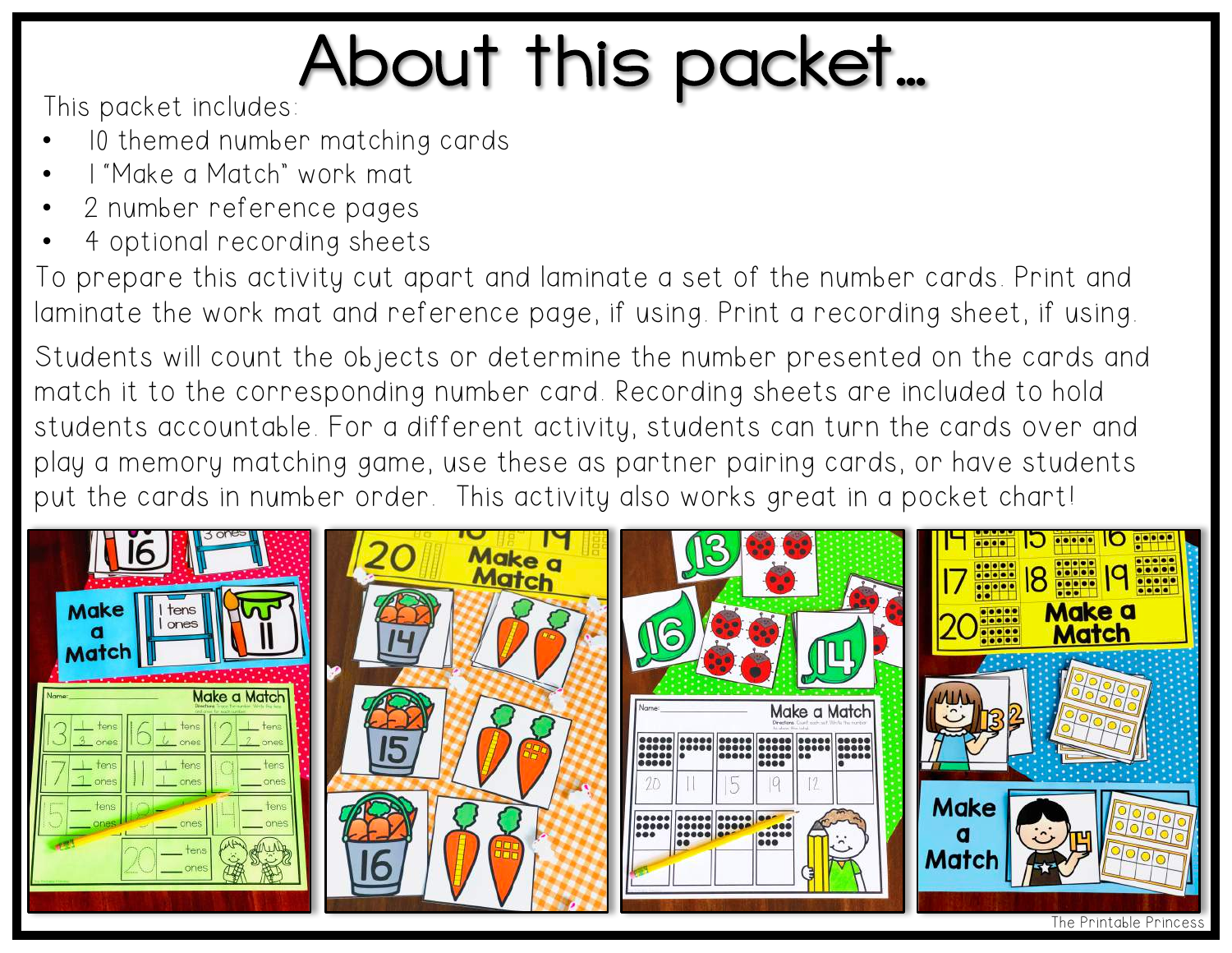# About this packet…

This packet includes:

- 10 themed number matching cards
- 1 "Make a Match" work mat
- 2 number reference pages
- 4 optional recording sheets

To prepare this activity cut apart and laminate a set of the number cards. Print and laminate the work mat and reference page, if using. Print a recording sheet, if using.

Students will count the objects or determine the number presented on the cards and match it to the corresponding number card. Recording sheets are included to hold students accountable. For a different activity, students can turn the cards over and play a memory matching game, use these as partner pairing cards, or have students put the cards in number order. This activity also works great in a pocket chart!

The Printable Princess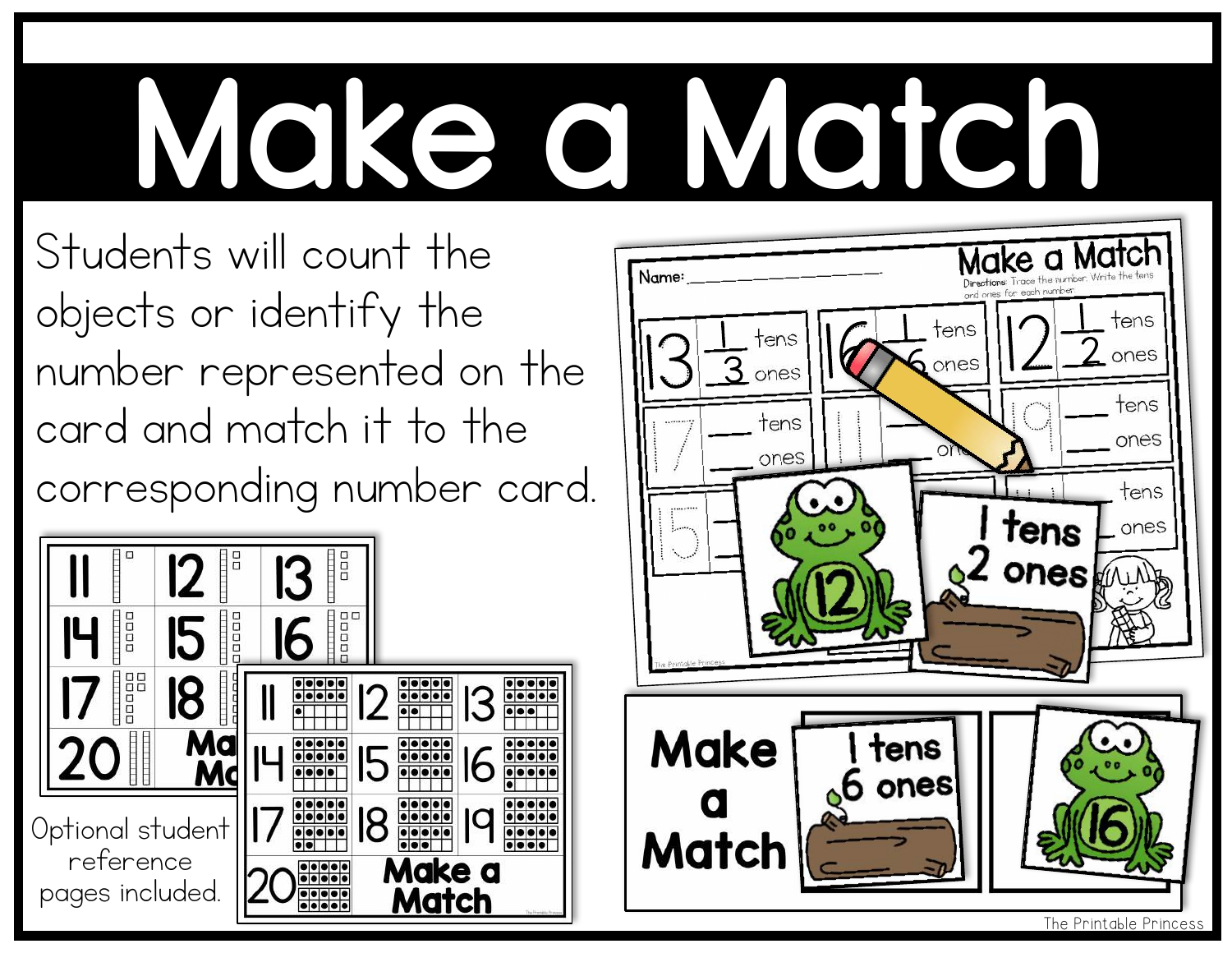# Make a Match

Students will count the objects or identify the number represented on the card and match it to the corresponding number card.

Optional student reference pages included.